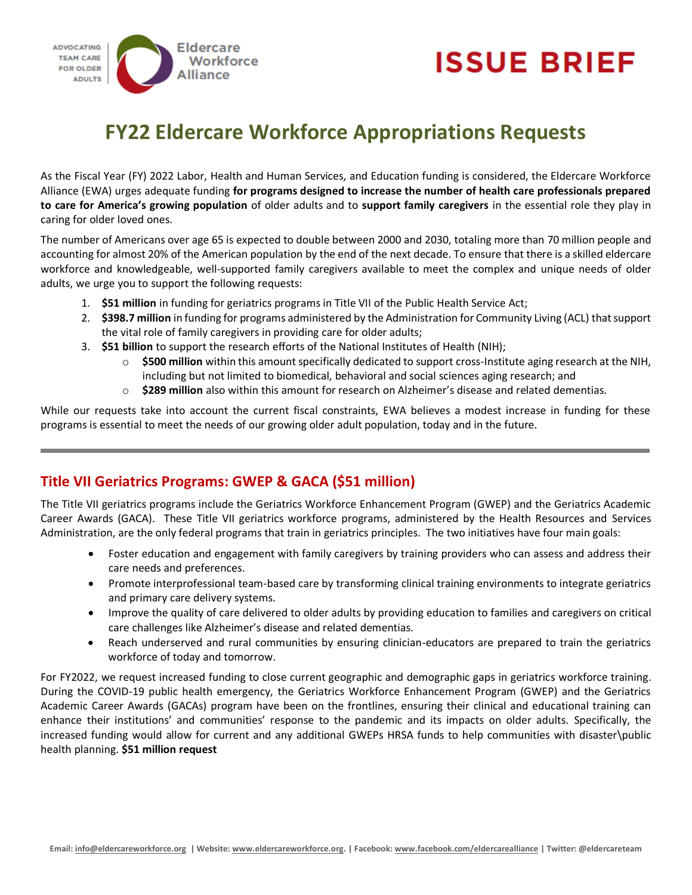ADVOCATING TEAM CARE FOR OLDER ADULTS | Eldercare Workforce Alliance

# ISSUE BRIEF

# FY22 Eldercare Workforce Appropriations Requests

As the Fiscal Year (FY) 2022 Labor, Health and Human Services, and Education funding is considered, the Eldercare Workforce Alliance (EWA) urges adequate funding **for programs designed to increase the number of health care professionals prepared to care for America's growing population** of older adults and to **support family caregivers** in the essential role they play in caring for older loved ones.

The number of Americans over age 65 is expected to double between 2000 and 2030, totaling more than 70 million people and accounting for almost 20% of the American population by the end of the next decade. To ensure that there is a skilled eldercare workforce and knowledgeable, well-supported family caregivers available to meet the complex and unique needs of older adults, we urge you to support the following requests:

1. **$51 million** in funding for geriatrics programs in Title VII of the Public Health Service Act;
2. **$398.7 million** in funding for programs administered by the Administration for Community Living (ACL) that support the vital role of family caregivers in providing care for older adults;
3. **$51 billion** to support the research efforts of the National Institutes of Health (NIH);
   - **$500 million** within this amount specifically dedicated to support cross-Institute aging research at the NIH, including but not limited to biomedical, behavioral and social sciences aging research; and
   - **$289 million** also within this amount for research on Alzheimer's disease and related dementias.

While our requests take into account the current fiscal constraints, EWA believes a modest increase in funding for these programs is essential to meet the needs of our growing older adult population, today and in the future.

---

## Title VII Geriatrics Programs: GWEP & GACA ($51 million)

The Title VII geriatrics programs include the Geriatrics Workforce Enhancement Program (GWEP) and the Geriatrics Academic Career Awards (GACA). These Title VII geriatrics workforce programs, administered by the Health Resources and Services Administration, are the only federal programs that train in geriatrics principles. The two initiatives have four main goals:

- Foster education and engagement with family caregivers by training providers who can assess and address their care needs and preferences.
- Promote interprofessional team-based care by transforming clinical training environments to integrate geriatrics and primary care delivery systems.
- Improve the quality of care delivered to older adults by providing education to families and caregivers on critical care challenges like Alzheimer's disease and related dementias.
- Reach underserved and rural communities by ensuring clinician-educators are prepared to train the geriatrics workforce of today and tomorrow.

For FY2022, we request increased funding to close current geographic and demographic gaps in geriatrics workforce training. During the COVID-19 public health emergency, the Geriatrics Workforce Enhancement Program (GWEP) and the Geriatrics Academic Career Awards (GACAs) program have been on the frontlines, ensuring their clinical and educational training can enhance their institutions' and communities' response to the pandemic and its impacts on older adults. Specifically, the increased funding would allow for current and any additional GWEPs HRSA funds to help communities with disaster\public health planning. **$51 million request**

**Email:** info@eldercareworkforce.org | **Website:** www.eldercareworkforce.org. | **Facebook:** www.facebook.com/eldercarealliance | **Twitter:** @eldercareteam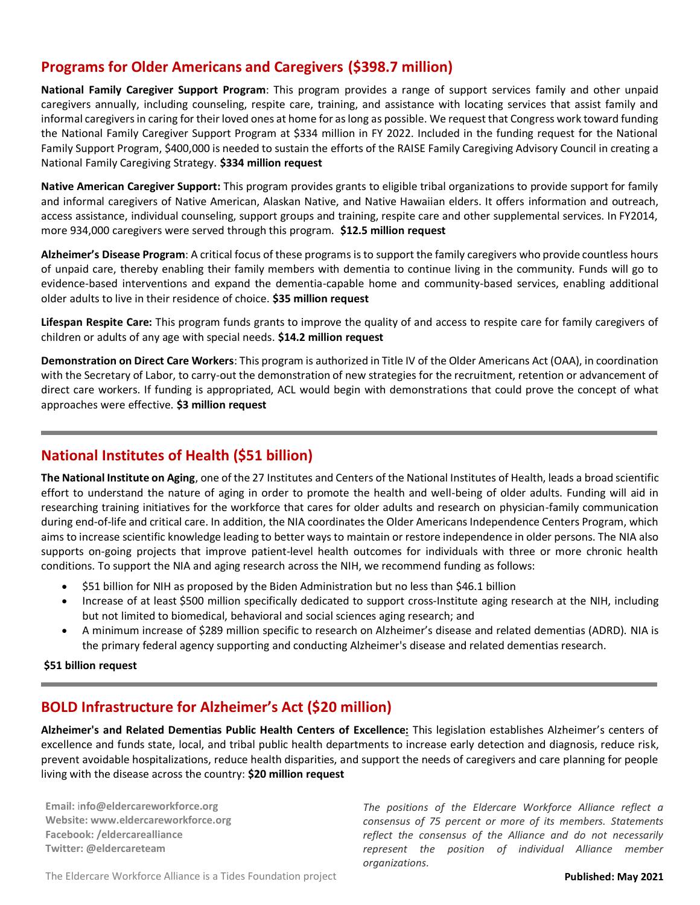## Programs for Older Americans and Caregivers ($398.7 million)

**National Family Caregiver Support Program**: This program provides a range of support services family and other unpaid caregivers annually, including counseling, respite care, training, and assistance with locating services that assist family and informal caregivers in caring for their loved ones at home for as long as possible. We request that Congress work toward funding the National Family Caregiver Support Program at $334 million in FY 2022. Included in the funding request for the National Family Support Program, $400,000 is needed to sustain the efforts of the RAISE Family Caregiving Advisory Council in creating a National Family Caregiving Strategy. **$334 million request**

**Native American Caregiver Support:** This program provides grants to eligible tribal organizations to provide support for family and informal caregivers of Native American, Alaskan Native, and Native Hawaiian elders. It offers information and outreach, access assistance, individual counseling, support groups and training, respite care and other supplemental services. In FY2014, more 934,000 caregivers were served through this program. **$12.5 million request**

**Alzheimer's Disease Program**: A critical focus of these programs is to support the family caregivers who provide countless hours of unpaid care, thereby enabling their family members with dementia to continue living in the community. Funds will go to evidence-based interventions and expand the dementia-capable home and community-based services, enabling additional older adults to live in their residence of choice. **$35 million request**

**Lifespan Respite Care:** This program funds grants to improve the quality of and access to respite care for family caregivers of children or adults of any age with special needs. **$14.2 million request**

**Demonstration on Direct Care Workers**: This program is authorized in Title IV of the Older Americans Act (OAA), in coordination with the Secretary of Labor, to carry-out the demonstration of new strategies for the recruitment, retention or advancement of direct care workers. If funding is appropriated, ACL would begin with demonstrations that could prove the concept of what approaches were effective. **$3 million request**

## National Institutes of Health ($51 billion)

**The National Institute on Aging**, one of the 27 Institutes and Centers of the National Institutes of Health, leads a broad scientific effort to understand the nature of aging in order to promote the health and well-being of older adults. Funding will aid in researching training initiatives for the workforce that cares for older adults and research on physician-family communication during end-of-life and critical care. In addition, the NIA coordinates the Older Americans Independence Centers Program, which aims to increase scientific knowledge leading to better ways to maintain or restore independence in older persons. The NIA also supports on-going projects that improve patient-level health outcomes for individuals with three or more chronic health conditions. To support the NIA and aging research across the NIH, we recommend funding as follows:

- $51 billion for NIH as proposed by the Biden Administration but no less than $46.1 billion
- Increase of at least $500 million specifically dedicated to support cross-Institute aging research at the NIH, including but not limited to biomedical, behavioral and social sciences aging research; and
- A minimum increase of $289 million specific to research on Alzheimer's disease and related dementias (ADRD). NIA is the primary federal agency supporting and conducting Alzheimer's disease and related dementias research.

**$51 billion request**

## BOLD Infrastructure for Alzheimer's Act ($20 million)

**Alzheimer's and Related Dementias Public Health Centers of Excellence:** This legislation establishes Alzheimer's centers of excellence and funds state, local, and tribal public health departments to increase early detection and diagnosis, reduce risk, prevent avoidable hospitalizations, reduce health disparities, and support the needs of caregivers and care planning for people living with the disease across the country: **$20 million request**

**Email: info@eldercareworkforce.org**
**Website: www.eldercareworkforce.org**
**Facebook: /eldercarealliance**
**Twitter: @eldercareteam**

*The positions of the Eldercare Workforce Alliance reflect a consensus of 75 percent or more of its members. Statements reflect the consensus of the Alliance and do not necessarily represent the position of individual Alliance member organizations.*

The Eldercare Workforce Alliance is a Tides Foundation project

**Published: May 2021**